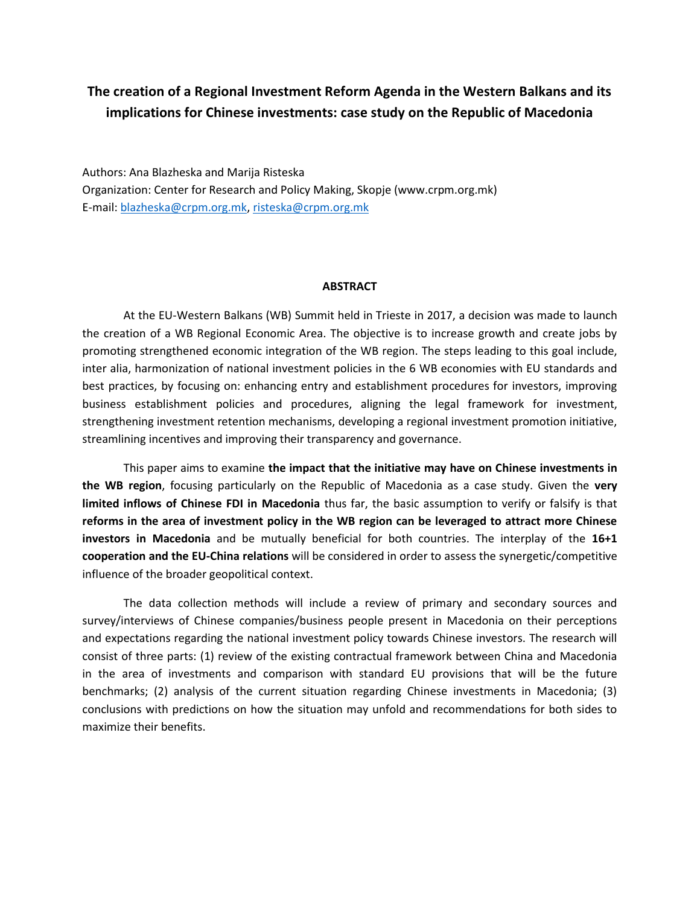# The creation of a Regional Investment Reform Agenda in the Western Balkans and its implications for Chinese investments: case study on the Republic of Macedonia

Authors: Ana Blazheska and Marija Risteska
Organization: Center for Research and Policy Making, Skopje (www.crpm.org.mk)
E-mail: blazheska@crpm.org.mk, risteska@crpm.org.mk

## ABSTRACT

At the EU-Western Balkans (WB) Summit held in Trieste in 2017, a decision was made to launch the creation of a WB Regional Economic Area. The objective is to increase growth and create jobs by promoting strengthened economic integration of the WB region. The steps leading to this goal include, inter alia, harmonization of national investment policies in the 6 WB economies with EU standards and best practices, by focusing on: enhancing entry and establishment procedures for investors, improving business establishment policies and procedures, aligning the legal framework for investment, strengthening investment retention mechanisms, developing a regional investment promotion initiative, streamlining incentives and improving their transparency and governance.

This paper aims to examine **the impact that the initiative may have on Chinese investments in the WB region**, focusing particularly on the Republic of Macedonia as a case study. Given the **very limited inflows of Chinese FDI in Macedonia** thus far, the basic assumption to verify or falsify is that **reforms in the area of investment policy in the WB region can be leveraged to attract more Chinese investors in Macedonia** and be mutually beneficial for both countries. The interplay of the **16+1 cooperation and the EU-China relations** will be considered in order to assess the synergetic/competitive influence of the broader geopolitical context.

The data collection methods will include a review of primary and secondary sources and survey/interviews of Chinese companies/business people present in Macedonia on their perceptions and expectations regarding the national investment policy towards Chinese investors. The research will consist of three parts: (1) review of the existing contractual framework between China and Macedonia in the area of investments and comparison with standard EU provisions that will be the future benchmarks; (2) analysis of the current situation regarding Chinese investments in Macedonia; (3) conclusions with predictions on how the situation may unfold and recommendations for both sides to maximize their benefits.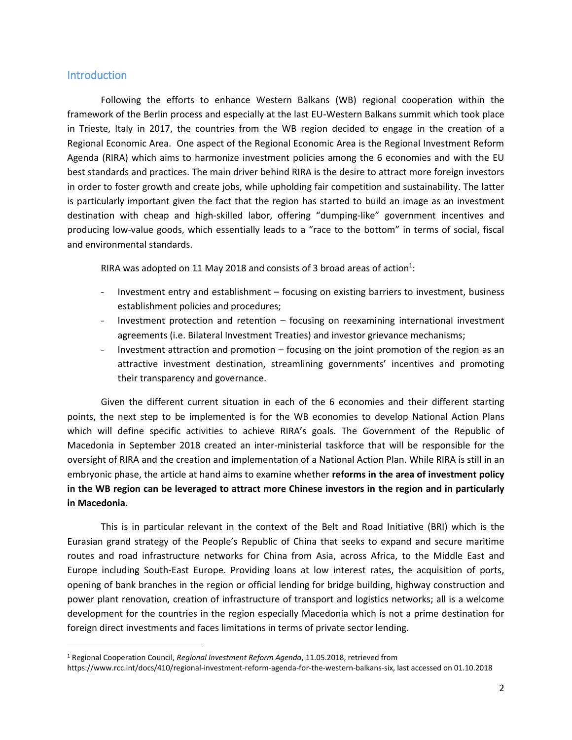## Introduction

Following the efforts to enhance Western Balkans (WB) regional cooperation within the framework of the Berlin process and especially at the last EU-Western Balkans summit which took place in Trieste, Italy in 2017, the countries from the WB region decided to engage in the creation of a Regional Economic Area. One aspect of the Regional Economic Area is the Regional Investment Reform Agenda (RIRA) which aims to harmonize investment policies among the 6 economies and with the EU best standards and practices. The main driver behind RIRA is the desire to attract more foreign investors in order to foster growth and create jobs, while upholding fair competition and sustainability. The latter is particularly important given the fact that the region has started to build an image as an investment destination with cheap and high-skilled labor, offering "dumping-like" government incentives and producing low-value goods, which essentially leads to a "race to the bottom" in terms of social, fiscal and environmental standards.

RIRA was adopted on 11 May 2018 and consists of 3 broad areas of action[1]:

- Investment entry and establishment – focusing on existing barriers to investment, business establishment policies and procedures;
- Investment protection and retention – focusing on reexamining international investment agreements (i.e. Bilateral Investment Treaties) and investor grievance mechanisms;
- Investment attraction and promotion – focusing on the joint promotion of the region as an attractive investment destination, streamlining governments' incentives and promoting their transparency and governance.

Given the different current situation in each of the 6 economies and their different starting points, the next step to be implemented is for the WB economies to develop National Action Plans which will define specific activities to achieve RIRA's goals. The Government of the Republic of Macedonia in September 2018 created an inter-ministerial taskforce that will be responsible for the oversight of RIRA and the creation and implementation of a National Action Plan. While RIRA is still in an embryonic phase, the article at hand aims to examine whether **reforms in the area of investment policy in the WB region can be leveraged to attract more Chinese investors in the region and in particularly in Macedonia.**

This is in particular relevant in the context of the Belt and Road Initiative (BRI) which is the Eurasian grand strategy of the People's Republic of China that seeks to expand and secure maritime routes and road infrastructure networks for China from Asia, across Africa, to the Middle East and Europe including South-East Europe. Providing loans at low interest rates, the acquisition of ports, opening of bank branches in the region or official lending for bridge building, highway construction and power plant renovation, creation of infrastructure of transport and logistics networks; all is a welcome development for the countries in the region especially Macedonia which is not a prime destination for foreign direct investments and faces limitations in terms of private sector lending.

---

[1] Regional Cooperation Council, *Regional Investment Reform Agenda*, 11.05.2018, retrieved from https://www.rcc.int/docs/410/regional-investment-reform-agenda-for-the-western-balkans-six, last accessed on 01.10.2018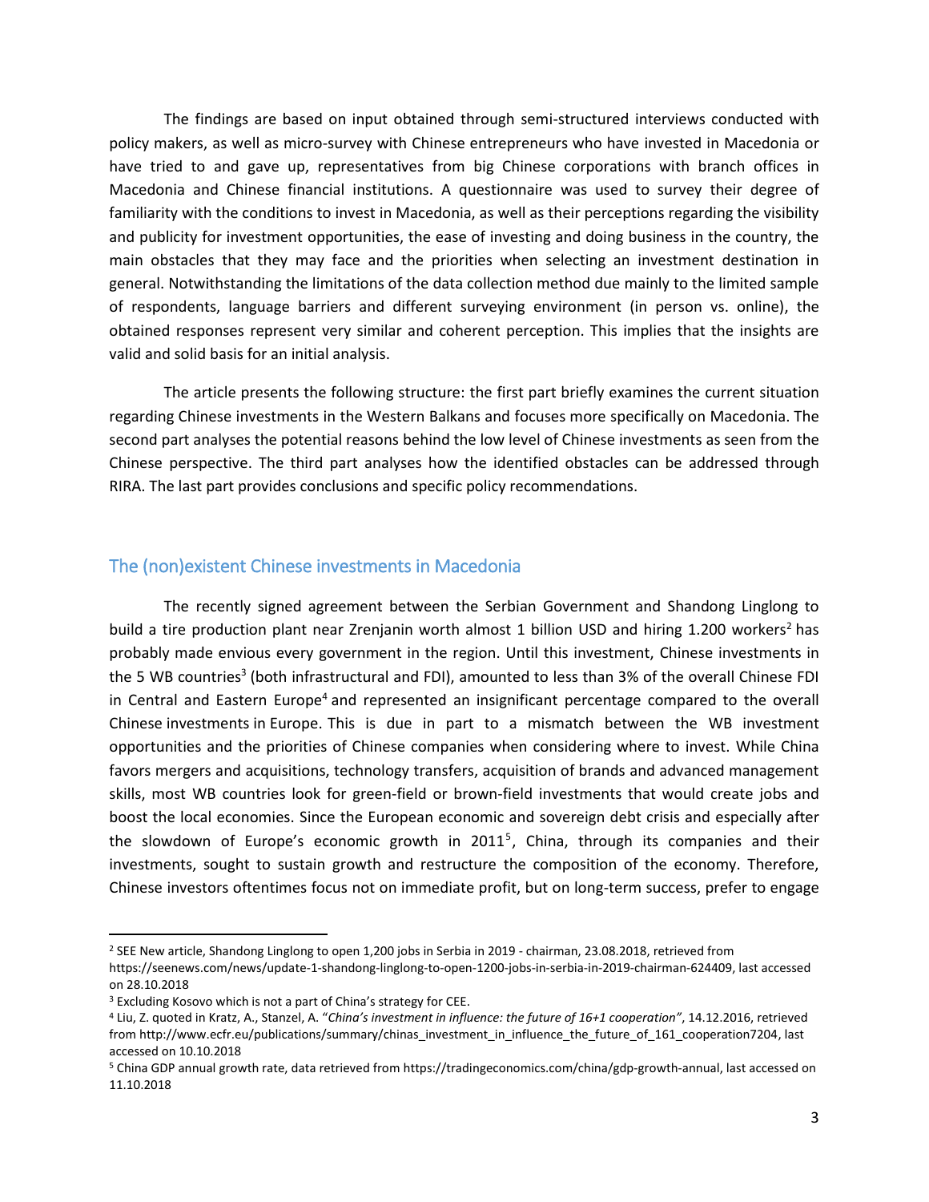The findings are based on input obtained through semi-structured interviews conducted with policy makers, as well as micro-survey with Chinese entrepreneurs who have invested in Macedonia or have tried to and gave up, representatives from big Chinese corporations with branch offices in Macedonia and Chinese financial institutions. A questionnaire was used to survey their degree of familiarity with the conditions to invest in Macedonia, as well as their perceptions regarding the visibility and publicity for investment opportunities, the ease of investing and doing business in the country, the main obstacles that they may face and the priorities when selecting an investment destination in general. Notwithstanding the limitations of the data collection method due mainly to the limited sample of respondents, language barriers and different surveying environment (in person vs. online), the obtained responses represent very similar and coherent perception. This implies that the insights are valid and solid basis for an initial analysis.

The article presents the following structure: the first part briefly examines the current situation regarding Chinese investments in the Western Balkans and focuses more specifically on Macedonia. The second part analyses the potential reasons behind the low level of Chinese investments as seen from the Chinese perspective. The third part analyses how the identified obstacles can be addressed through RIRA. The last part provides conclusions and specific policy recommendations.

## The (non)existent Chinese investments in Macedonia

The recently signed agreement between the Serbian Government and Shandong Linglong to build a tire production plant near Zrenjanin worth almost 1 billion USD and hiring 1.200 workers[2] has probably made envious every government in the region. Until this investment, Chinese investments in the 5 WB countries[3] (both infrastructural and FDI), amounted to less than 3% of the overall Chinese FDI in Central and Eastern Europe[4] and represented an insignificant percentage compared to the overall Chinese investments in Europe. This is due in part to a mismatch between the WB investment opportunities and the priorities of Chinese companies when considering where to invest. While China favors mergers and acquisitions, technology transfers, acquisition of brands and advanced management skills, most WB countries look for green-field or brown-field investments that would create jobs and boost the local economies. Since the European economic and sovereign debt crisis and especially after the slowdown of Europe's economic growth in 2011[5], China, through its companies and their investments, sought to sustain growth and restructure the composition of the economy. Therefore, Chinese investors oftentimes focus not on immediate profit, but on long-term success, prefer to engage

---

[2] SEE New article, Shandong Linglong to open 1,200 jobs in Serbia in 2019 - chairman, 23.08.2018, retrieved from https://seenews.com/news/update-1-shandong-linglong-to-open-1200-jobs-in-serbia-in-2019-chairman-624409, last accessed on 28.10.2018

[3] Excluding Kosovo which is not a part of China's strategy for CEE.

[4] Liu, Z. quoted in Kratz, A., Stanzel, A. "*China's investment in influence: the future of 16+1 cooperation*", 14.12.2016, retrieved from http://www.ecfr.eu/publications/summary/chinas_investment_in_influence_the_future_of_161_cooperation7204, last accessed on 10.10.2018

[5] China GDP annual growth rate, data retrieved from https://tradingeconomics.com/china/gdp-growth-annual, last accessed on 11.10.2018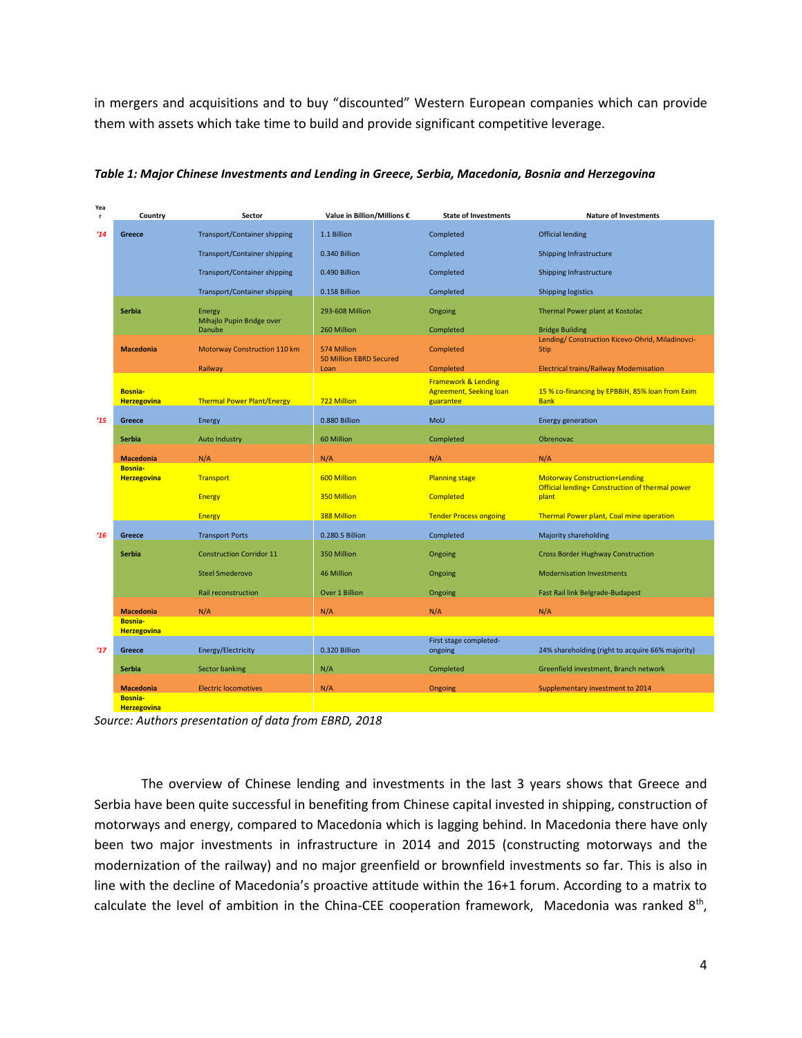in mergers and acquisitions and to buy "discounted" Western European companies which can provide them with assets which take time to build and provide significant competitive leverage.

***Table 1: Major Chinese Investments and Lending in Greece, Serbia, Macedonia, Bosnia and Herzegovina***

| Year | Country | Sector | Value in Billion/Millions € | State of Investments | Nature of Investments |
|---|---|---|---|---|---|
| '14 | Greece | Transport/Container shipping | 1.1 Billion | Completed | Official lending |
| | | Transport/Container shipping | 0.340 Billion | Completed | Shipping Infrastructure |
| | | Transport/Container shipping | 0.490 Billion | Completed | Shipping Infrastructure |
| | | Transport/Container shipping | 0.158 Billion | Completed | Shipping logistics |
| | Serbia | Energy | 293-608 Million | Ongoing | Thermal Power plant at Kostolac |
| | | Mihajlo Pupin Bridge over Danube | 260 Million | Completed | Bridge Building |
| | Macedonia | Motorway Construction 110 km | 574 Million | Completed | Lending/ Construction Kicevo-Ohrid, Miladinovci-Stip |
| | | Railway | 50 Million EBRD Secured Loan | Completed | Electrical trains/Railway Modernisation |
| | Bosnia-Herzegovina | Thermal Power Plant/Energy | 722 Million | Framework & Lending Agreement, Seeking loan guarantee | 15 % co-financing by EPBBiH, 85% loan from Exim Bank |
| '15 | Greece | Energy | 0.880 Billion | MoU | Energy generation |
| | Serbia | Auto Industry | 60 Million | Completed | Obrenovac |
| | Macedonia | N/A | N/A | N/A | N/A |
| | Bosnia-Herzegovina | Transport | 600 Million | Planning stage | Motorway Construction+Lending |
| | | Energy | 350 Million | Completed | Official lending+ Construction of thermal power plant |
| | | Energy | 388 Million | Tender Process ongoing | Thermal Power plant, Coal mine operation |
| '16 | Greece | Transport Ports | 0.280.5 Billion | Completed | Majority shareholding |
| | Serbia | Construction Corridor 11 | 350 Million | Ongoing | Cross Border Hughway Construction |
| | | Steel Smederovo | 46 Million | Ongoing | Modernisation Investments |
| | | Rail reconstruction | Over 1 Billion | Ongoing | Fast Rail link Belgrade-Budapest |
| | Macedonia | N/A | N/A | N/A | N/A |
| | Bosnia-Herzegovina | | | | |
| '17 | Greece | Energy/Electricity | 0.320 Billion | First stage completed-ongoing | 24% shareholding (right to acquire 66% majority) |
| | Serbia | Sector banking | N/A | Completed | Greenfield investment, Branch network |
| | Macedonia | Electric locomotives | N/A | Ongoing | Supplementary investment to 2014 |
| | Bosnia-Herzegovina | | | | |

*Source: Authors presentation of data from EBRD, 2018*

The overview of Chinese lending and investments in the last 3 years shows that Greece and Serbia have been quite successful in benefiting from Chinese capital invested in shipping, construction of motorways and energy, compared to Macedonia which is lagging behind. In Macedonia there have only been two major investments in infrastructure in 2014 and 2015 (constructing motorways and the modernization of the railway) and no major greenfield or brownfield investments so far. This is also in line with the decline of Macedonia's proactive attitude within the 16+1 forum. According to a matrix to calculate the level of ambition in the China-CEE cooperation framework, Macedonia was ranked 8th,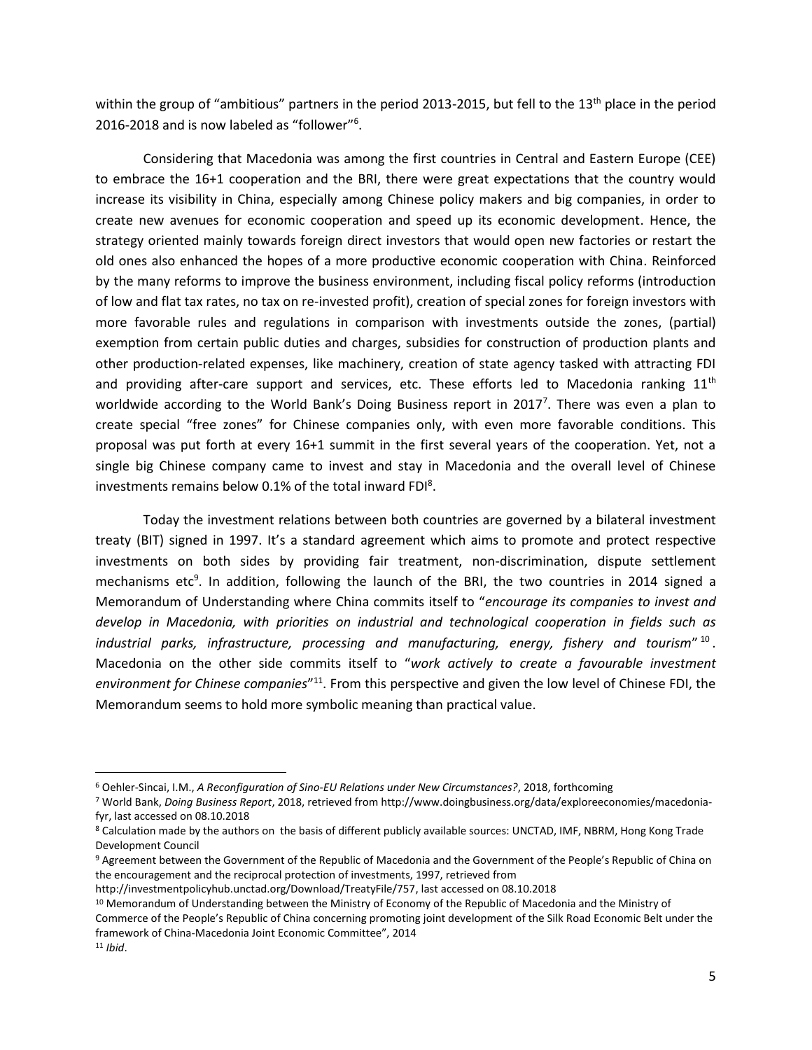within the group of "ambitious" partners in the period 2013-2015, but fell to the 13th place in the period 2016-2018 and is now labeled as "follower"[6].

Considering that Macedonia was among the first countries in Central and Eastern Europe (CEE) to embrace the 16+1 cooperation and the BRI, there were great expectations that the country would increase its visibility in China, especially among Chinese policy makers and big companies, in order to create new avenues for economic cooperation and speed up its economic development. Hence, the strategy oriented mainly towards foreign direct investors that would open new factories or restart the old ones also enhanced the hopes of a more productive economic cooperation with China. Reinforced by the many reforms to improve the business environment, including fiscal policy reforms (introduction of low and flat tax rates, no tax on re-invested profit), creation of special zones for foreign investors with more favorable rules and regulations in comparison with investments outside the zones, (partial) exemption from certain public duties and charges, subsidies for construction of production plants and other production-related expenses, like machinery, creation of state agency tasked with attracting FDI and providing after-care support and services, etc. These efforts led to Macedonia ranking 11th worldwide according to the World Bank's Doing Business report in 2017[7]. There was even a plan to create special "free zones" for Chinese companies only, with even more favorable conditions. This proposal was put forth at every 16+1 summit in the first several years of the cooperation. Yet, not a single big Chinese company came to invest and stay in Macedonia and the overall level of Chinese investments remains below 0.1% of the total inward FDI[8].

Today the investment relations between both countries are governed by a bilateral investment treaty (BIT) signed in 1997. It's a standard agreement which aims to promote and protect respective investments on both sides by providing fair treatment, non-discrimination, dispute settlement mechanisms etc[9]. In addition, following the launch of the BRI, the two countries in 2014 signed a Memorandum of Understanding where China commits itself to "*encourage its companies to invest and develop in Macedonia, with priorities on industrial and technological cooperation in fields such as industrial parks, infrastructure, processing and manufacturing, energy, fishery and tourism*"[10]. Macedonia on the other side commits itself to "*work actively to create a favourable investment environment for Chinese companies*"[11]. From this perspective and given the low level of Chinese FDI, the Memorandum seems to hold more symbolic meaning than practical value.

---

[6] Oehler-Sincai, I.M., *A Reconfiguration of Sino-EU Relations under New Circumstances?*, 2018, forthcoming

[7] World Bank, *Doing Business Report*, 2018, retrieved from http://www.doingbusiness.org/data/exploreeconomies/macedonia-fyr, last accessed on 08.10.2018

[8] Calculation made by the authors on the basis of different publicly available sources: UNCTAD, IMF, NBRM, Hong Kong Trade Development Council

[9] Agreement between the Government of the Republic of Macedonia and the Government of the People's Republic of China on the encouragement and the reciprocal protection of investments, 1997, retrieved from http://investmentpolicyhub.unctad.org/Download/TreatyFile/757, last accessed on 08.10.2018

[10] Memorandum of Understanding between the Ministry of Economy of the Republic of Macedonia and the Ministry of Commerce of the People's Republic of China concerning promoting joint development of the Silk Road Economic Belt under the framework of China-Macedonia Joint Economic Committee", 2014

[11] *Ibid*.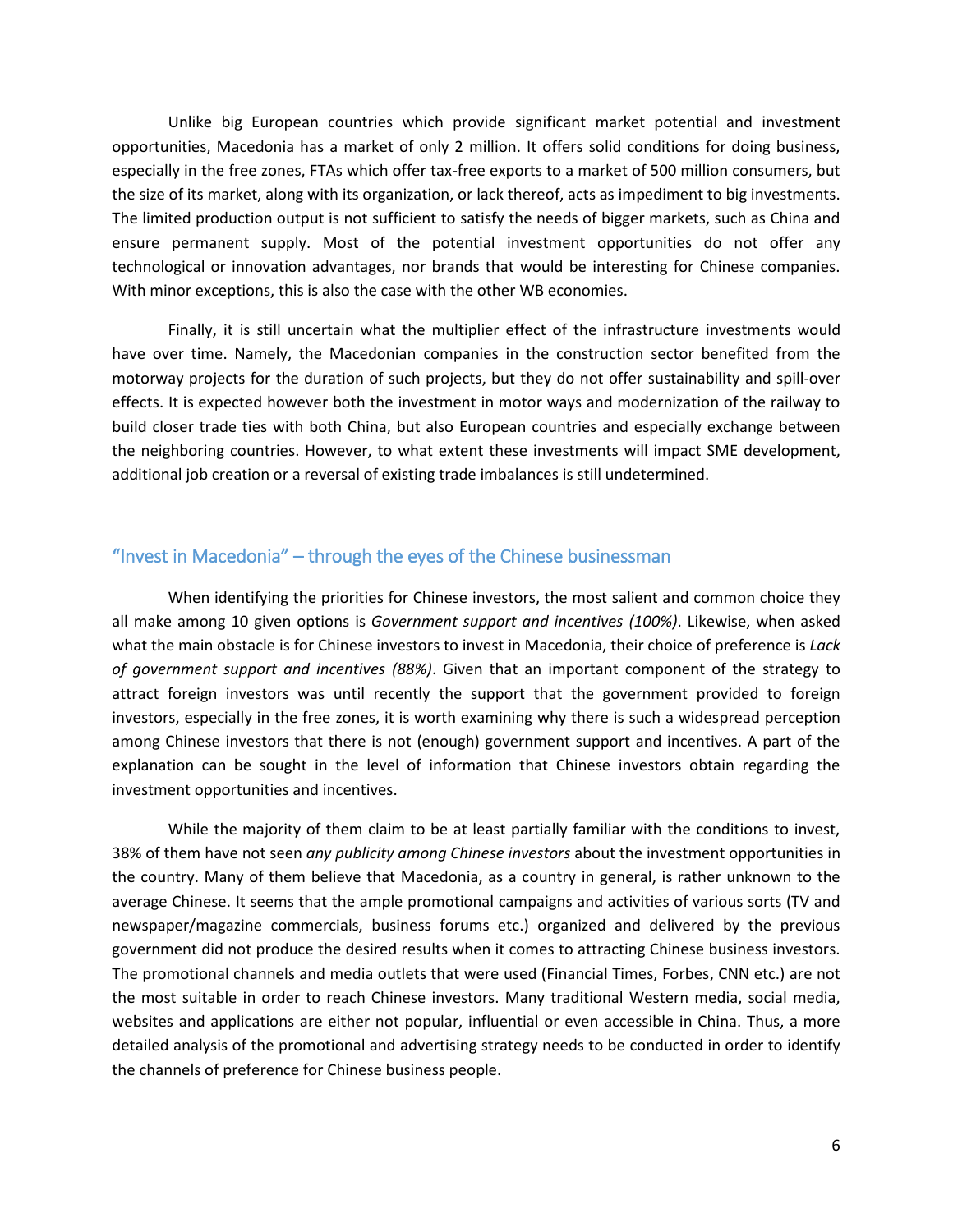Unlike big European countries which provide significant market potential and investment opportunities, Macedonia has a market of only 2 million. It offers solid conditions for doing business, especially in the free zones, FTAs which offer tax-free exports to a market of 500 million consumers, but the size of its market, along with its organization, or lack thereof, acts as impediment to big investments. The limited production output is not sufficient to satisfy the needs of bigger markets, such as China and ensure permanent supply. Most of the potential investment opportunities do not offer any technological or innovation advantages, nor brands that would be interesting for Chinese companies. With minor exceptions, this is also the case with the other WB economies.

Finally, it is still uncertain what the multiplier effect of the infrastructure investments would have over time. Namely, the Macedonian companies in the construction sector benefited from the motorway projects for the duration of such projects, but they do not offer sustainability and spill-over effects. It is expected however both the investment in motor ways and modernization of the railway to build closer trade ties with both China, but also European countries and especially exchange between the neighboring countries. However, to what extent these investments will impact SME development, additional job creation or a reversal of existing trade imbalances is still undetermined.

## "Invest in Macedonia" – through the eyes of the Chinese businessman

When identifying the priorities for Chinese investors, the most salient and common choice they all make among 10 given options is *Government support and incentives (100%)*. Likewise, when asked what the main obstacle is for Chinese investors to invest in Macedonia, their choice of preference is *Lack of government support and incentives (88%)*. Given that an important component of the strategy to attract foreign investors was until recently the support that the government provided to foreign investors, especially in the free zones, it is worth examining why there is such a widespread perception among Chinese investors that there is not (enough) government support and incentives. A part of the explanation can be sought in the level of information that Chinese investors obtain regarding the investment opportunities and incentives.

While the majority of them claim to be at least partially familiar with the conditions to invest, 38% of them have not seen *any publicity among Chinese investors* about the investment opportunities in the country. Many of them believe that Macedonia, as a country in general, is rather unknown to the average Chinese. It seems that the ample promotional campaigns and activities of various sorts (TV and newspaper/magazine commercials, business forums etc.) organized and delivered by the previous government did not produce the desired results when it comes to attracting Chinese business investors. The promotional channels and media outlets that were used (Financial Times, Forbes, CNN etc.) are not the most suitable in order to reach Chinese investors. Many traditional Western media, social media, websites and applications are either not popular, influential or even accessible in China. Thus, a more detailed analysis of the promotional and advertising strategy needs to be conducted in order to identify the channels of preference for Chinese business people.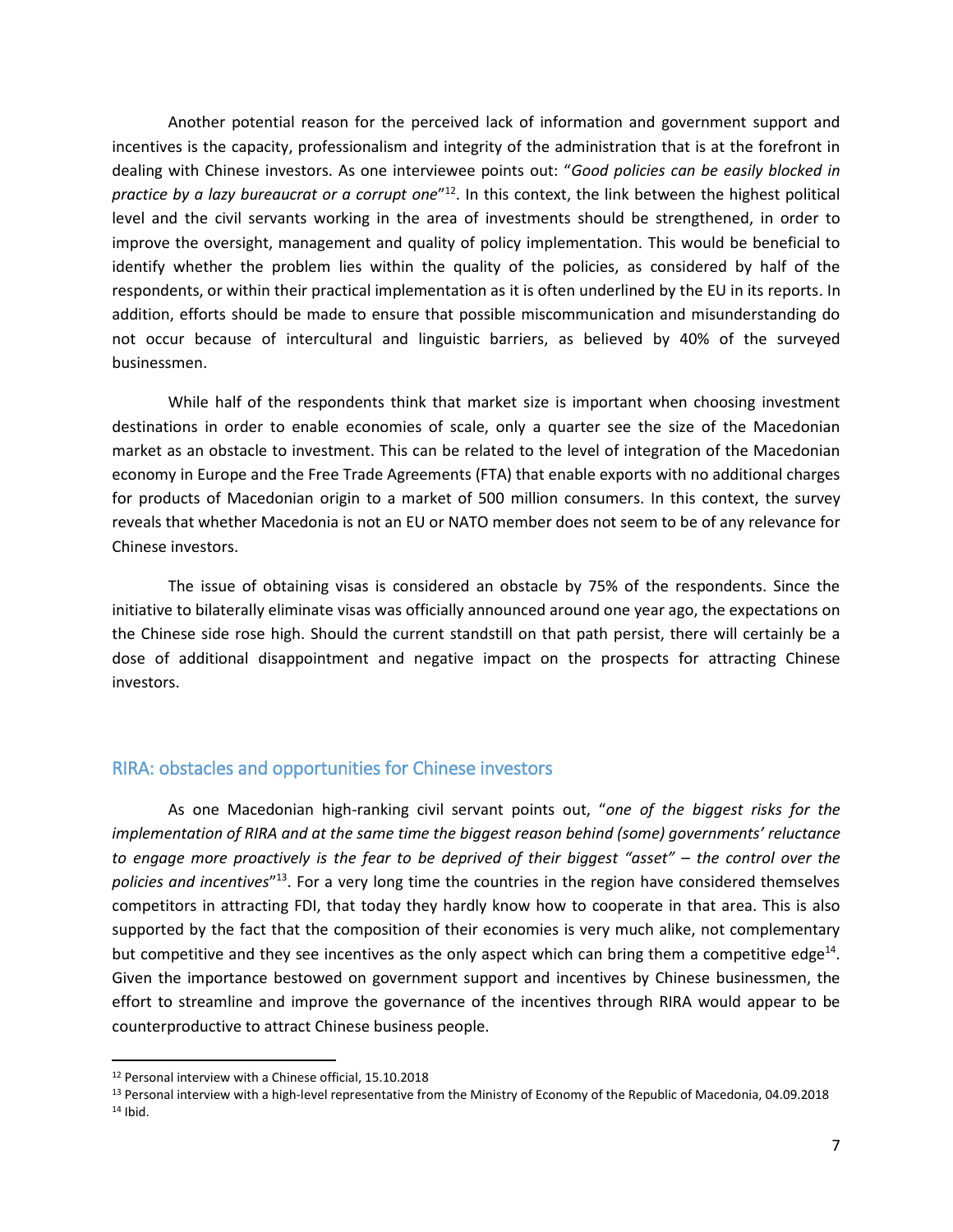Another potential reason for the perceived lack of information and government support and incentives is the capacity, professionalism and integrity of the administration that is at the forefront in dealing with Chinese investors. As one interviewee points out: "*Good policies can be easily blocked in practice by a lazy bureaucrat or a corrupt one*"[12]. In this context, the link between the highest political level and the civil servants working in the area of investments should be strengthened, in order to improve the oversight, management and quality of policy implementation. This would be beneficial to identify whether the problem lies within the quality of the policies, as considered by half of the respondents, or within their practical implementation as it is often underlined by the EU in its reports. In addition, efforts should be made to ensure that possible miscommunication and misunderstanding do not occur because of intercultural and linguistic barriers, as believed by 40% of the surveyed businessmen.

While half of the respondents think that market size is important when choosing investment destinations in order to enable economies of scale, only a quarter see the size of the Macedonian market as an obstacle to investment. This can be related to the level of integration of the Macedonian economy in Europe and the Free Trade Agreements (FTA) that enable exports with no additional charges for products of Macedonian origin to a market of 500 million consumers. In this context, the survey reveals that whether Macedonia is not an EU or NATO member does not seem to be of any relevance for Chinese investors.

The issue of obtaining visas is considered an obstacle by 75% of the respondents. Since the initiative to bilaterally eliminate visas was officially announced around one year ago, the expectations on the Chinese side rose high. Should the current standstill on that path persist, there will certainly be a dose of additional disappointment and negative impact on the prospects for attracting Chinese investors.

## RIRA: obstacles and opportunities for Chinese investors

As one Macedonian high-ranking civil servant points out, "*one of the biggest risks for the implementation of RIRA and at the same time the biggest reason behind (some) governments' reluctance to engage more proactively is the fear to be deprived of their biggest "asset" – the control over the policies and incentives*"[13]. For a very long time the countries in the region have considered themselves competitors in attracting FDI, that today they hardly know how to cooperate in that area. This is also supported by the fact that the composition of their economies is very much alike, not complementary but competitive and they see incentives as the only aspect which can bring them a competitive edge[14]. Given the importance bestowed on government support and incentives by Chinese businessmen, the effort to streamline and improve the governance of the incentives through RIRA would appear to be counterproductive to attract Chinese business people.

---

[12] Personal interview with a Chinese official, 15.10.2018

[13] Personal interview with a high-level representative from the Ministry of Economy of the Republic of Macedonia, 04.09.2018

[14] Ibid.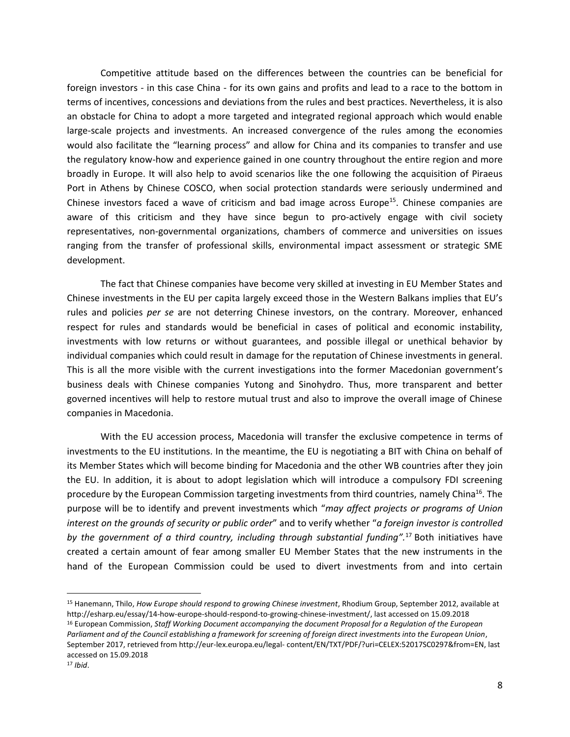Competitive attitude based on the differences between the countries can be beneficial for foreign investors - in this case China - for its own gains and profits and lead to a race to the bottom in terms of incentives, concessions and deviations from the rules and best practices. Nevertheless, it is also an obstacle for China to adopt a more targeted and integrated regional approach which would enable large-scale projects and investments. An increased convergence of the rules among the economies would also facilitate the "learning process" and allow for China and its companies to transfer and use the regulatory know-how and experience gained in one country throughout the entire region and more broadly in Europe. It will also help to avoid scenarios like the one following the acquisition of Piraeus Port in Athens by Chinese COSCO, when social protection standards were seriously undermined and Chinese investors faced a wave of criticism and bad image across Europe[15]. Chinese companies are aware of this criticism and they have since begun to pro-actively engage with civil society representatives, non-governmental organizations, chambers of commerce and universities on issues ranging from the transfer of professional skills, environmental impact assessment or strategic SME development.

The fact that Chinese companies have become very skilled at investing in EU Member States and Chinese investments in the EU per capita largely exceed those in the Western Balkans implies that EU's rules and policies *per se* are not deterring Chinese investors, on the contrary. Moreover, enhanced respect for rules and standards would be beneficial in cases of political and economic instability, investments with low returns or without guarantees, and possible illegal or unethical behavior by individual companies which could result in damage for the reputation of Chinese investments in general. This is all the more visible with the current investigations into the former Macedonian government's business deals with Chinese companies Yutong and Sinohydro. Thus, more transparent and better governed incentives will help to restore mutual trust and also to improve the overall image of Chinese companies in Macedonia.

With the EU accession process, Macedonia will transfer the exclusive competence in terms of investments to the EU institutions. In the meantime, the EU is negotiating a BIT with China on behalf of its Member States which will become binding for Macedonia and the other WB countries after they join the EU. In addition, it is about to adopt legislation which will introduce a compulsory FDI screening procedure by the European Commission targeting investments from third countries, namely China[16]. The purpose will be to identify and prevent investments which "*may affect projects or programs of Union interest on the grounds of security or public order*" and to verify whether "*a foreign investor is controlled by the government of a third country, including through substantial funding".*[17] Both initiatives have created a certain amount of fear among smaller EU Member States that the new instruments in the hand of the European Commission could be used to divert investments from and into certain

---

[15] Hanemann, Thilo, *How Europe should respond to growing Chinese investment*, Rhodium Group, September 2012, available at http://esharp.eu/essay/14-how-europe-should-respond-to-growing-chinese-investment/, last accessed on 15.09.2018

[16] European Commission, *Staff Working Document accompanying the document Proposal for a Regulation of the European Parliament and of the Council establishing a framework for screening of foreign direct investments into the European Union*, September 2017, retrieved from http://eur-lex.europa.eu/legal- content/EN/TXT/PDF/?uri=CELEX:52017SC0297&from=EN, last accessed on 15.09.2018

[17] *Ibid*.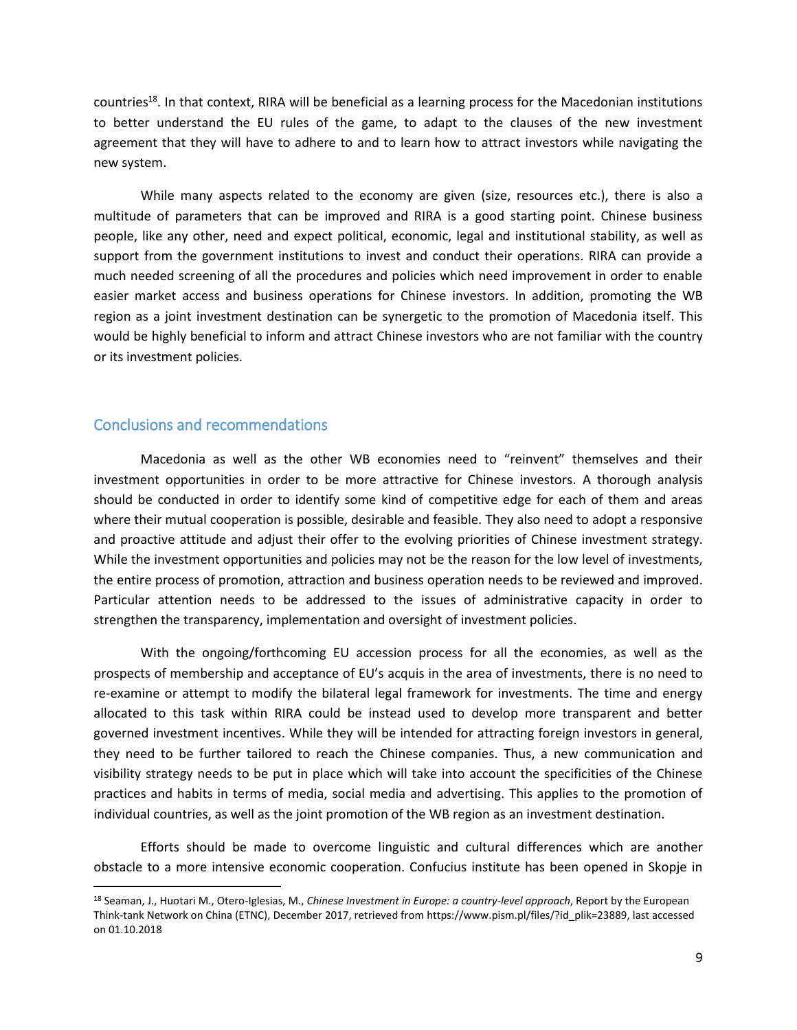countries[18]. In that context, RIRA will be beneficial as a learning process for the Macedonian institutions to better understand the EU rules of the game, to adapt to the clauses of the new investment agreement that they will have to adhere to and to learn how to attract investors while navigating the new system.

While many aspects related to the economy are given (size, resources etc.), there is also a multitude of parameters that can be improved and RIRA is a good starting point. Chinese business people, like any other, need and expect political, economic, legal and institutional stability, as well as support from the government institutions to invest and conduct their operations. RIRA can provide a much needed screening of all the procedures and policies which need improvement in order to enable easier market access and business operations for Chinese investors. In addition, promoting the WB region as a joint investment destination can be synergetic to the promotion of Macedonia itself. This would be highly beneficial to inform and attract Chinese investors who are not familiar with the country or its investment policies.

## Conclusions and recommendations

Macedonia as well as the other WB economies need to "reinvent" themselves and their investment opportunities in order to be more attractive for Chinese investors. A thorough analysis should be conducted in order to identify some kind of competitive edge for each of them and areas where their mutual cooperation is possible, desirable and feasible. They also need to adopt a responsive and proactive attitude and adjust their offer to the evolving priorities of Chinese investment strategy. While the investment opportunities and policies may not be the reason for the low level of investments, the entire process of promotion, attraction and business operation needs to be reviewed and improved. Particular attention needs to be addressed to the issues of administrative capacity in order to strengthen the transparency, implementation and oversight of investment policies.

With the ongoing/forthcoming EU accession process for all the economies, as well as the prospects of membership and acceptance of EU's acquis in the area of investments, there is no need to re-examine or attempt to modify the bilateral legal framework for investments. The time and energy allocated to this task within RIRA could be instead used to develop more transparent and better governed investment incentives. While they will be intended for attracting foreign investors in general, they need to be further tailored to reach the Chinese companies. Thus, a new communication and visibility strategy needs to be put in place which will take into account the specificities of the Chinese practices and habits in terms of media, social media and advertising. This applies to the promotion of individual countries, as well as the joint promotion of the WB region as an investment destination.

Efforts should be made to overcome linguistic and cultural differences which are another obstacle to a more intensive economic cooperation. Confucius institute has been opened in Skopje in

---

[18] Seaman, J., Huotari M., Otero-Iglesias, M., *Chinese Investment in Europe: a country-level approach*, Report by the European Think-tank Network on China (ETNC), December 2017, retrieved from https://www.pism.pl/files/?id_plik=23889, last accessed on 01.10.2018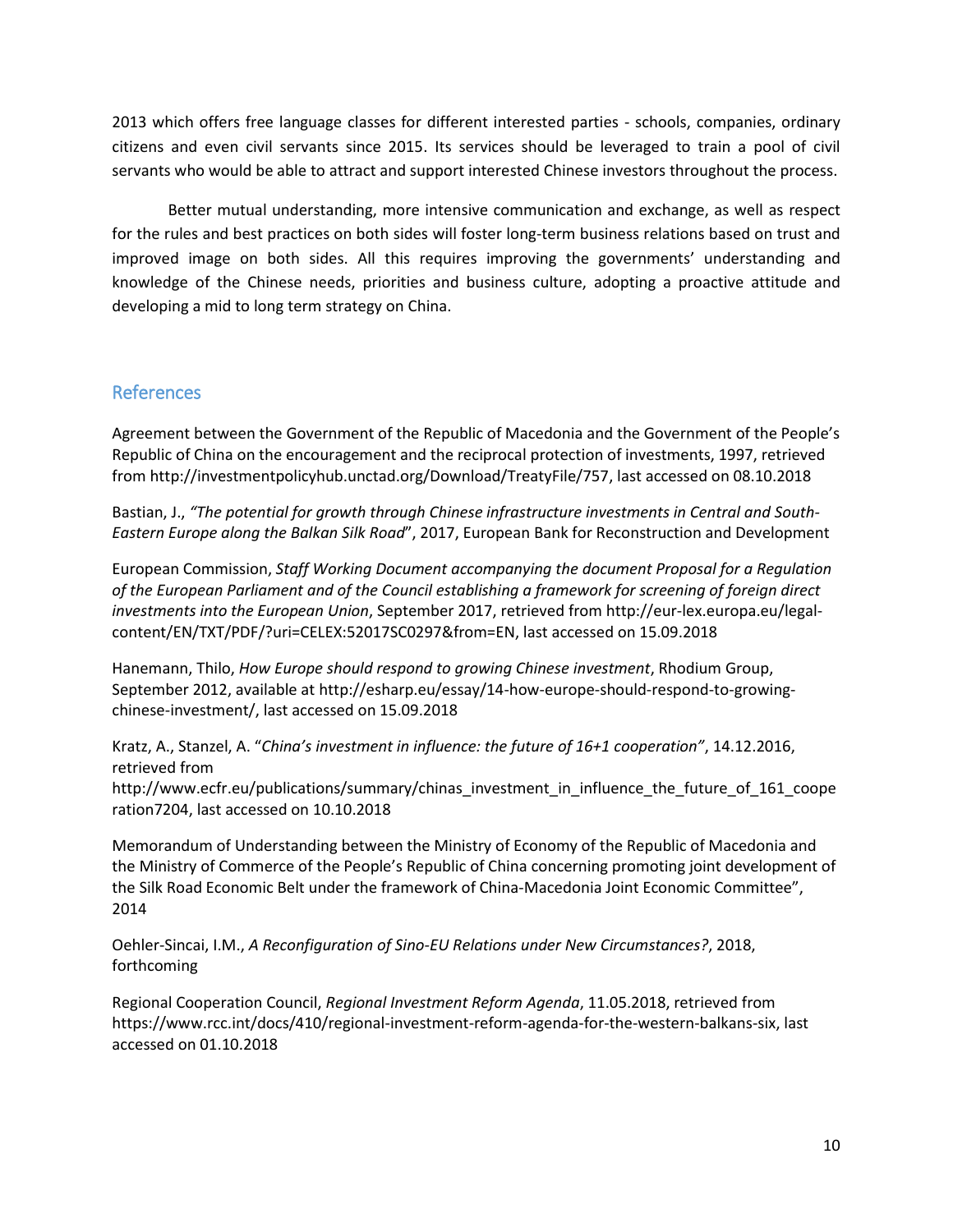2013 which offers free language classes for different interested parties - schools, companies, ordinary citizens and even civil servants since 2015. Its services should be leveraged to train a pool of civil servants who would be able to attract and support interested Chinese investors throughout the process.

Better mutual understanding, more intensive communication and exchange, as well as respect for the rules and best practices on both sides will foster long-term business relations based on trust and improved image on both sides. All this requires improving the governments' understanding and knowledge of the Chinese needs, priorities and business culture, adopting a proactive attitude and developing a mid to long term strategy on China.

## References

Agreement between the Government of the Republic of Macedonia and the Government of the People's Republic of China on the encouragement and the reciprocal protection of investments, 1997, retrieved from http://investmentpolicyhub.unctad.org/Download/TreatyFile/757, last accessed on 08.10.2018

Bastian, J., *"The potential for growth through Chinese infrastructure investments in Central and South-Eastern Europe along the Balkan Silk Road*", 2017, European Bank for Reconstruction and Development

European Commission, *Staff Working Document accompanying the document Proposal for a Regulation of the European Parliament and of the Council establishing a framework for screening of foreign direct investments into the European Union*, September 2017, retrieved from http://eur-lex.europa.eu/legal-content/EN/TXT/PDF/?uri=CELEX:52017SC0297&from=EN, last accessed on 15.09.2018

Hanemann, Thilo, *How Europe should respond to growing Chinese investment*, Rhodium Group, September 2012, available at http://esharp.eu/essay/14-how-europe-should-respond-to-growing-chinese-investment/, last accessed on 15.09.2018

Kratz, A., Stanzel, A. "*China's investment in influence: the future of 16+1 cooperation"*, 14.12.2016, retrieved from http://www.ecfr.eu/publications/summary/chinas_investment_in_influence_the_future_of_161_cooperation7204, last accessed on 10.10.2018

Memorandum of Understanding between the Ministry of Economy of the Republic of Macedonia and the Ministry of Commerce of the People's Republic of China concerning promoting joint development of the Silk Road Economic Belt under the framework of China-Macedonia Joint Economic Committee", 2014

Oehler-Sincai, I.M., *A Reconfiguration of Sino-EU Relations under New Circumstances?*, 2018, forthcoming

Regional Cooperation Council, *Regional Investment Reform Agenda*, 11.05.2018, retrieved from https://www.rcc.int/docs/410/regional-investment-reform-agenda-for-the-western-balkans-six, last accessed on 01.10.2018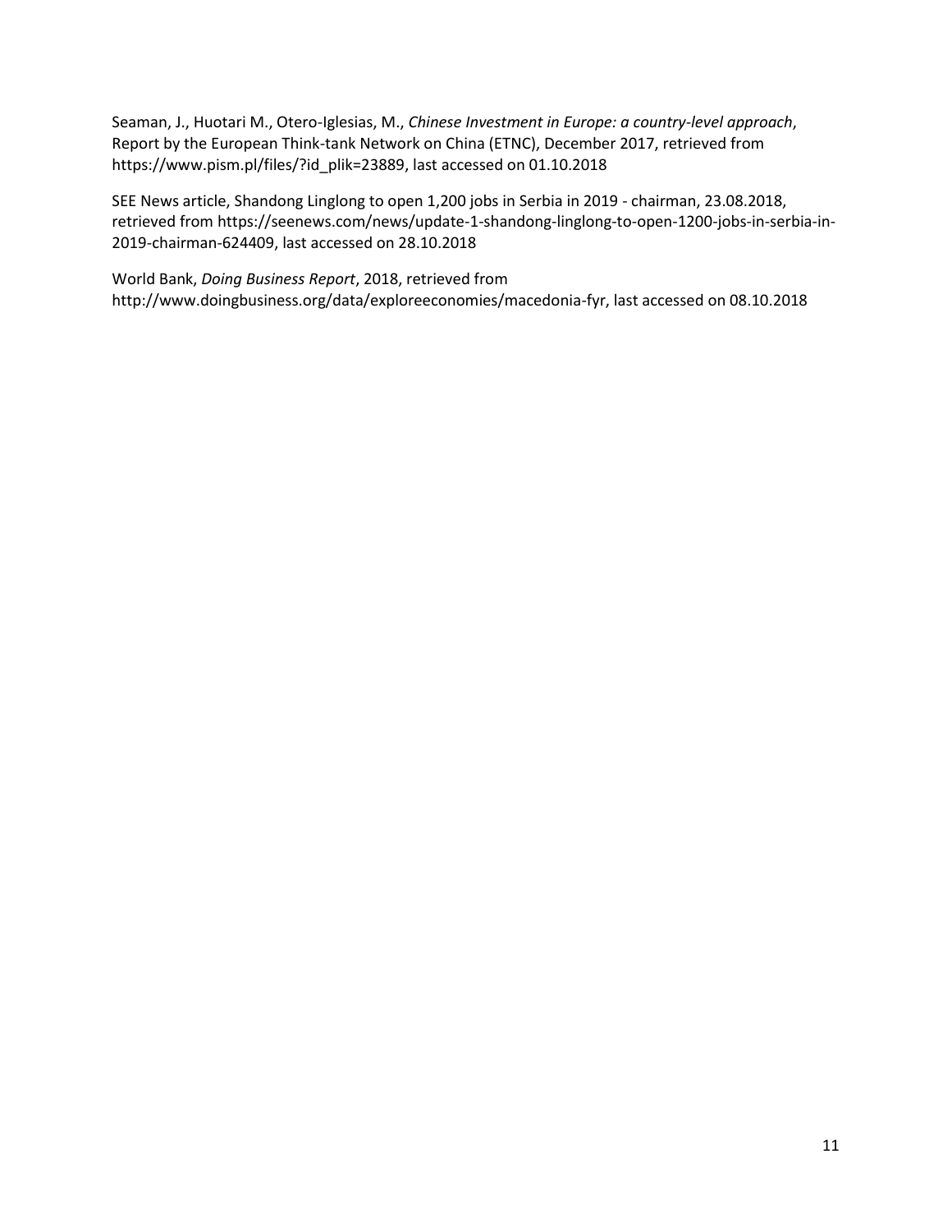Seaman, J., Huotari M., Otero-Iglesias, M., *Chinese Investment in Europe: a country-level approach*, Report by the European Think-tank Network on China (ETNC), December 2017, retrieved from https://www.pism.pl/files/?id_plik=23889, last accessed on 01.10.2018

SEE News article, Shandong Linglong to open 1,200 jobs in Serbia in 2019 - chairman, 23.08.2018, retrieved from https://seenews.com/news/update-1-shandong-linglong-to-open-1200-jobs-in-serbia-in-2019-chairman-624409, last accessed on 28.10.2018

World Bank, *Doing Business Report*, 2018, retrieved from http://www.doingbusiness.org/data/exploreeconomies/macedonia-fyr, last accessed on 08.10.2018